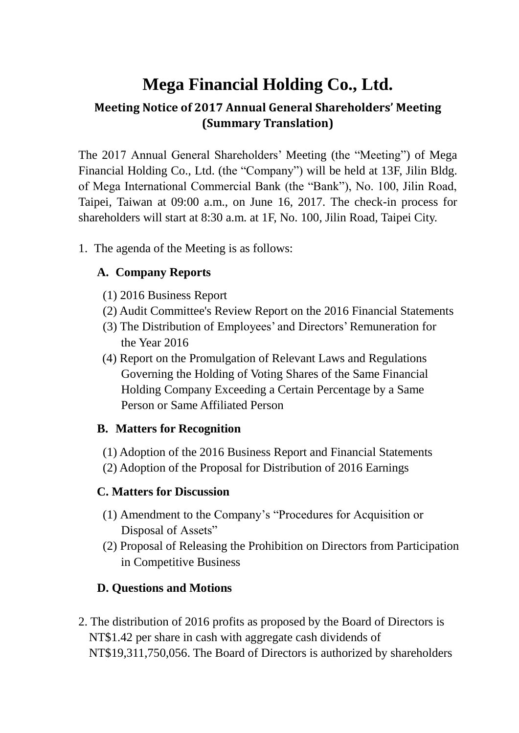# Mega Financial Holding Co., Ltd.

## Meeting Notice of 2017 Annual General Shareholders' Meeting (Summary Translation)

The 2017 Annual General Shareholders' Meeting (the "Meeting") of Mega Financial Holding Co., Ltd. (the "Company") will be held at 13F, Jilin Bldg. of Mega International Commercial Bank (the "Bank"), No. 100, Jilin Road, Taipei, Taiwan at 09:00 a.m., on June 16, 2017. The check-in process for shareholders will start at 8:30 a.m. at 1F, No. 100, Jilin Road, Taipei City.

1. The agenda of the Meeting is as follows:

   **A. Company Reports**

   (1) 2016 Business Report
   (2) Audit Committee's Review Report on the 2016 Financial Statements
   (3) The Distribution of Employees' and Directors' Remuneration for the Year 2016
   (4) Report on the Promulgation of Relevant Laws and Regulations Governing the Holding of Voting Shares of the Same Financial Holding Company Exceeding a Certain Percentage by a Same Person or Same Affiliated Person

   **B. Matters for Recognition**

   (1) Adoption of the 2016 Business Report and Financial Statements
   (2) Adoption of the Proposal for Distribution of 2016 Earnings

   **C. Matters for Discussion**

   (1) Amendment to the Company's "Procedures for Acquisition or Disposal of Assets"
   (2) Proposal of Releasing the Prohibition on Directors from Participation in Competitive Business

   **D. Questions and Motions**

2. The distribution of 2016 profits as proposed by the Board of Directors is NT$1.42 per share in cash with aggregate cash dividends of NT$19,311,750,056. The Board of Directors is authorized by shareholders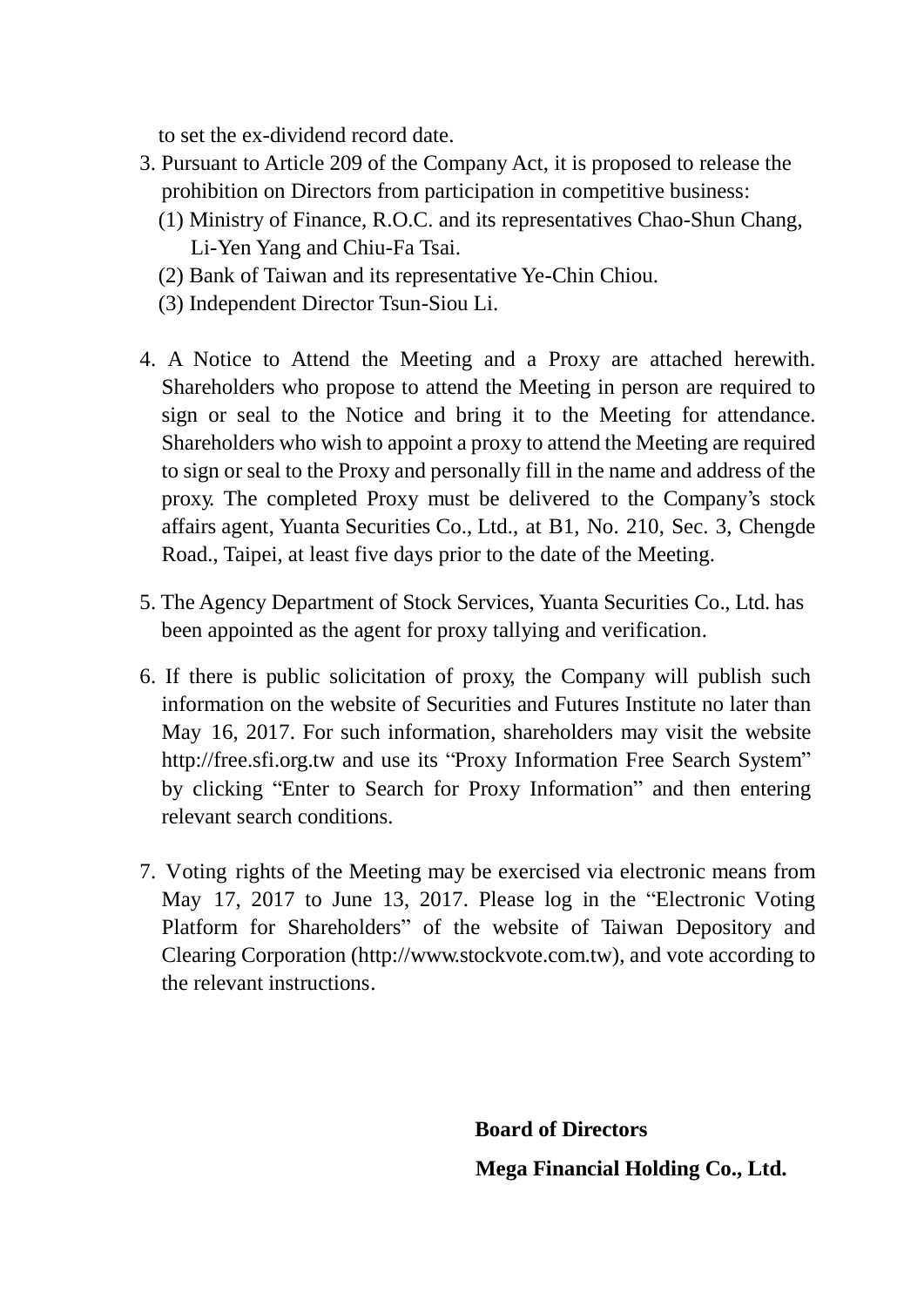to set the ex-dividend record date.

3. Pursuant to Article 209 of the Company Act, it is proposed to release the prohibition on Directors from participation in competitive business:
   (1) Ministry of Finance, R.O.C. and its representatives Chao-Shun Chang, Li-Yen Yang and Chiu-Fa Tsai.
   (2) Bank of Taiwan and its representative Ye-Chin Chiou.
   (3) Independent Director Tsun-Siou Li.

4. A Notice to Attend the Meeting and a Proxy are attached herewith. Shareholders who propose to attend the Meeting in person are required to sign or seal to the Notice and bring it to the Meeting for attendance. Shareholders who wish to appoint a proxy to attend the Meeting are required to sign or seal to the Proxy and personally fill in the name and address of the proxy. The completed Proxy must be delivered to the Company's stock affairs agent, Yuanta Securities Co., Ltd., at B1, No. 210, Sec. 3, Chengde Road., Taipei, at least five days prior to the date of the Meeting.

5. The Agency Department of Stock Services, Yuanta Securities Co., Ltd. has been appointed as the agent for proxy tallying and verification.

6. If there is public solicitation of proxy, the Company will publish such information on the website of Securities and Futures Institute no later than May 16, 2017. For such information, shareholders may visit the website http://free.sfi.org.tw and use its "Proxy Information Free Search System" by clicking "Enter to Search for Proxy Information" and then entering relevant search conditions.

7. Voting rights of the Meeting may be exercised via electronic means from May 17, 2017 to June 13, 2017. Please log in the "Electronic Voting Platform for Shareholders" of the website of Taiwan Depository and Clearing Corporation (http://www.stockvote.com.tw), and vote according to the relevant instructions.

**Board of Directors**

**Mega Financial Holding Co., Ltd.**